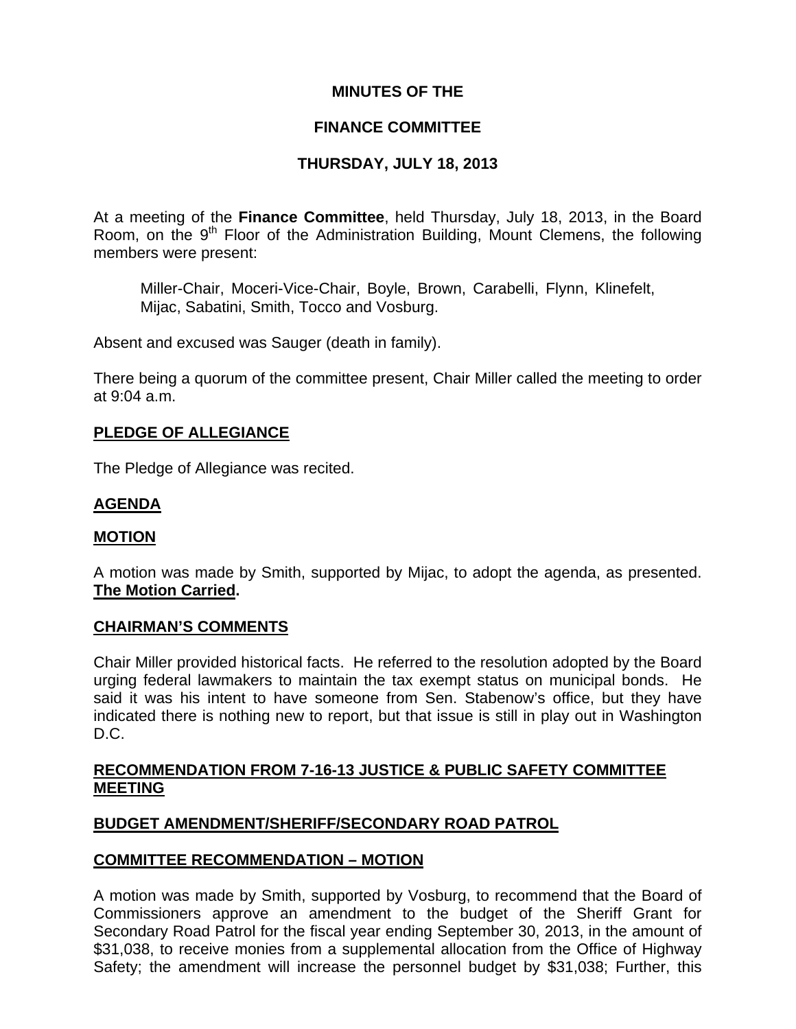**MINUTES OF THE**

**FINANCE COMMITTEE**

**THURSDAY, JULY 18, 2013**

At a meeting of the **Finance Committee**, held Thursday, July 18, 2013, in the Board Room, on the 9th Floor of the Administration Building, Mount Clemens, the following members were present:

> Miller-Chair, Moceri-Vice-Chair, Boyle, Brown, Carabelli, Flynn, Klinefelt, Mijac, Sabatini, Smith, Tocco and Vosburg.

Absent and excused was Sauger (death in family).

There being a quorum of the committee present, Chair Miller called the meeting to order at 9:04 a.m.

**PLEDGE OF ALLEGIANCE**

The Pledge of Allegiance was recited.

**AGENDA**

**MOTION**

A motion was made by Smith, supported by Mijac, to adopt the agenda, as presented. **The Motion Carried.**

**CHAIRMAN'S COMMENTS**

Chair Miller provided historical facts. He referred to the resolution adopted by the Board urging federal lawmakers to maintain the tax exempt status on municipal bonds. He said it was his intent to have someone from Sen. Stabenow's office, but they have indicated there is nothing new to report, but that issue is still in play out in Washington D.C.

**RECOMMENDATION FROM 7-16-13 JUSTICE & PUBLIC SAFETY COMMITTEE MEETING**

**BUDGET AMENDMENT/SHERIFF/SECONDARY ROAD PATROL**

**COMMITTEE RECOMMENDATION – MOTION**

A motion was made by Smith, supported by Vosburg, to recommend that the Board of Commissioners approve an amendment to the budget of the Sheriff Grant for Secondary Road Patrol for the fiscal year ending September 30, 2013, in the amount of $31,038, to receive monies from a supplemental allocation from the Office of Highway Safety; the amendment will increase the personnel budget by $31,038; Further, this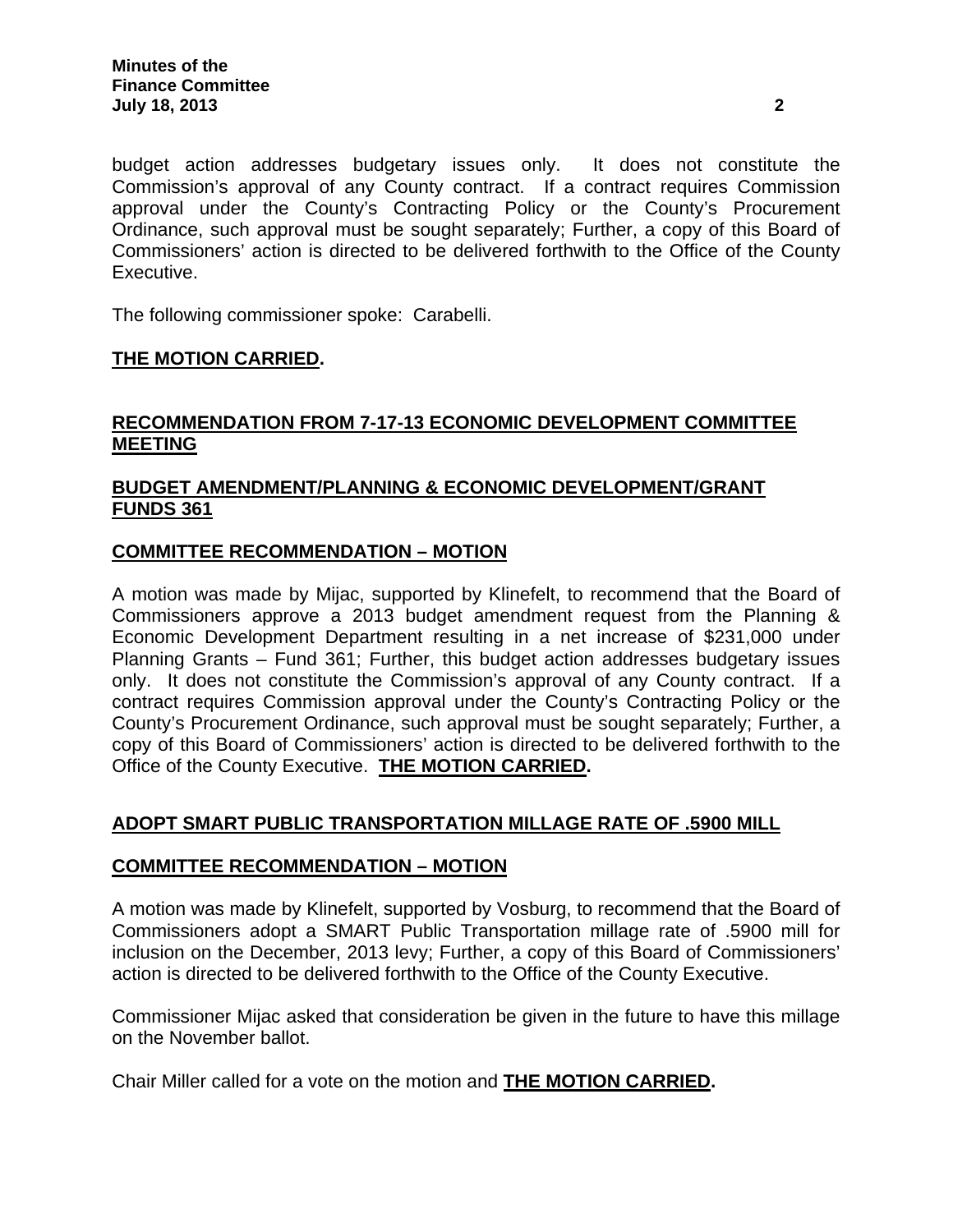budget action addresses budgetary issues only. It does not constitute the Commission's approval of any County contract. If a contract requires Commission approval under the County's Contracting Policy or the County's Procurement Ordinance, such approval must be sought separately; Further, a copy of this Board of Commissioners' action is directed to be delivered forthwith to the Office of the County Executive.

The following commissioner spoke: Carabelli.

**THE MOTION CARRIED.**

## RECOMMENDATION FROM 7-17-13 ECONOMIC DEVELOPMENT COMMITTEE MEETING

## BUDGET AMENDMENT/PLANNING & ECONOMIC DEVELOPMENT/GRANT FUNDS 361

### COMMITTEE RECOMMENDATION – MOTION

A motion was made by Mijac, supported by Klinefelt, to recommend that the Board of Commissioners approve a 2013 budget amendment request from the Planning & Economic Development Department resulting in a net increase of $231,000 under Planning Grants – Fund 361; Further, this budget action addresses budgetary issues only. It does not constitute the Commission's approval of any County contract. If a contract requires Commission approval under the County's Contracting Policy or the County's Procurement Ordinance, such approval must be sought separately; Further, a copy of this Board of Commissioners' action is directed to be delivered forthwith to the Office of the County Executive. **THE MOTION CARRIED.**

## ADOPT SMART PUBLIC TRANSPORTATION MILLAGE RATE OF .5900 MILL

### COMMITTEE RECOMMENDATION – MOTION

A motion was made by Klinefelt, supported by Vosburg, to recommend that the Board of Commissioners adopt a SMART Public Transportation millage rate of .5900 mill for inclusion on the December, 2013 levy; Further, a copy of this Board of Commissioners' action is directed to be delivered forthwith to the Office of the County Executive.

Commissioner Mijac asked that consideration be given in the future to have this millage on the November ballot.

Chair Miller called for a vote on the motion and **THE MOTION CARRIED.**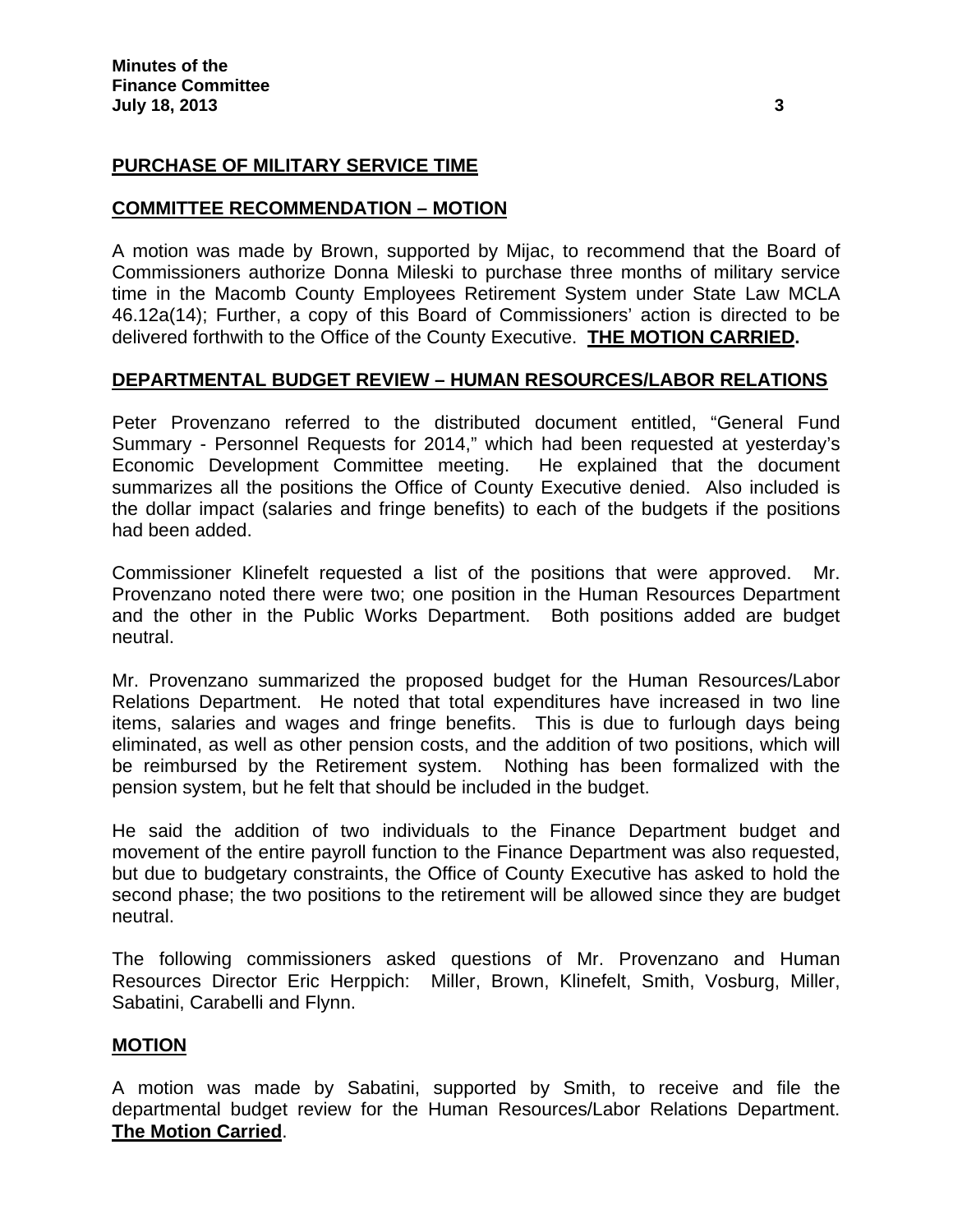## PURCHASE OF MILITARY SERVICE TIME

## COMMITTEE RECOMMENDATION – MOTION

A motion was made by Brown, supported by Mijac, to recommend that the Board of Commissioners authorize Donna Mileski to purchase three months of military service time in the Macomb County Employees Retirement System under State Law MCLA 46.12a(14); Further, a copy of this Board of Commissioners' action is directed to be delivered forthwith to the Office of the County Executive. **THE MOTION CARRIED.**

## DEPARTMENTAL BUDGET REVIEW – HUMAN RESOURCES/LABOR RELATIONS

Peter Provenzano referred to the distributed document entitled, "General Fund Summary - Personnel Requests for 2014," which had been requested at yesterday's Economic Development Committee meeting. He explained that the document summarizes all the positions the Office of County Executive denied. Also included is the dollar impact (salaries and fringe benefits) to each of the budgets if the positions had been added.

Commissioner Klinefelt requested a list of the positions that were approved. Mr. Provenzano noted there were two; one position in the Human Resources Department and the other in the Public Works Department. Both positions added are budget neutral.

Mr. Provenzano summarized the proposed budget for the Human Resources/Labor Relations Department. He noted that total expenditures have increased in two line items, salaries and wages and fringe benefits. This is due to furlough days being eliminated, as well as other pension costs, and the addition of two positions, which will be reimbursed by the Retirement system. Nothing has been formalized with the pension system, but he felt that should be included in the budget.

He said the addition of two individuals to the Finance Department budget and movement of the entire payroll function to the Finance Department was also requested, but due to budgetary constraints, the Office of County Executive has asked to hold the second phase; the two positions to the retirement will be allowed since they are budget neutral.

The following commissioners asked questions of Mr. Provenzano and Human Resources Director Eric Herppich: Miller, Brown, Klinefelt, Smith, Vosburg, Miller, Sabatini, Carabelli and Flynn.

## MOTION

A motion was made by Sabatini, supported by Smith, to receive and file the departmental budget review for the Human Resources/Labor Relations Department. **The Motion Carried**.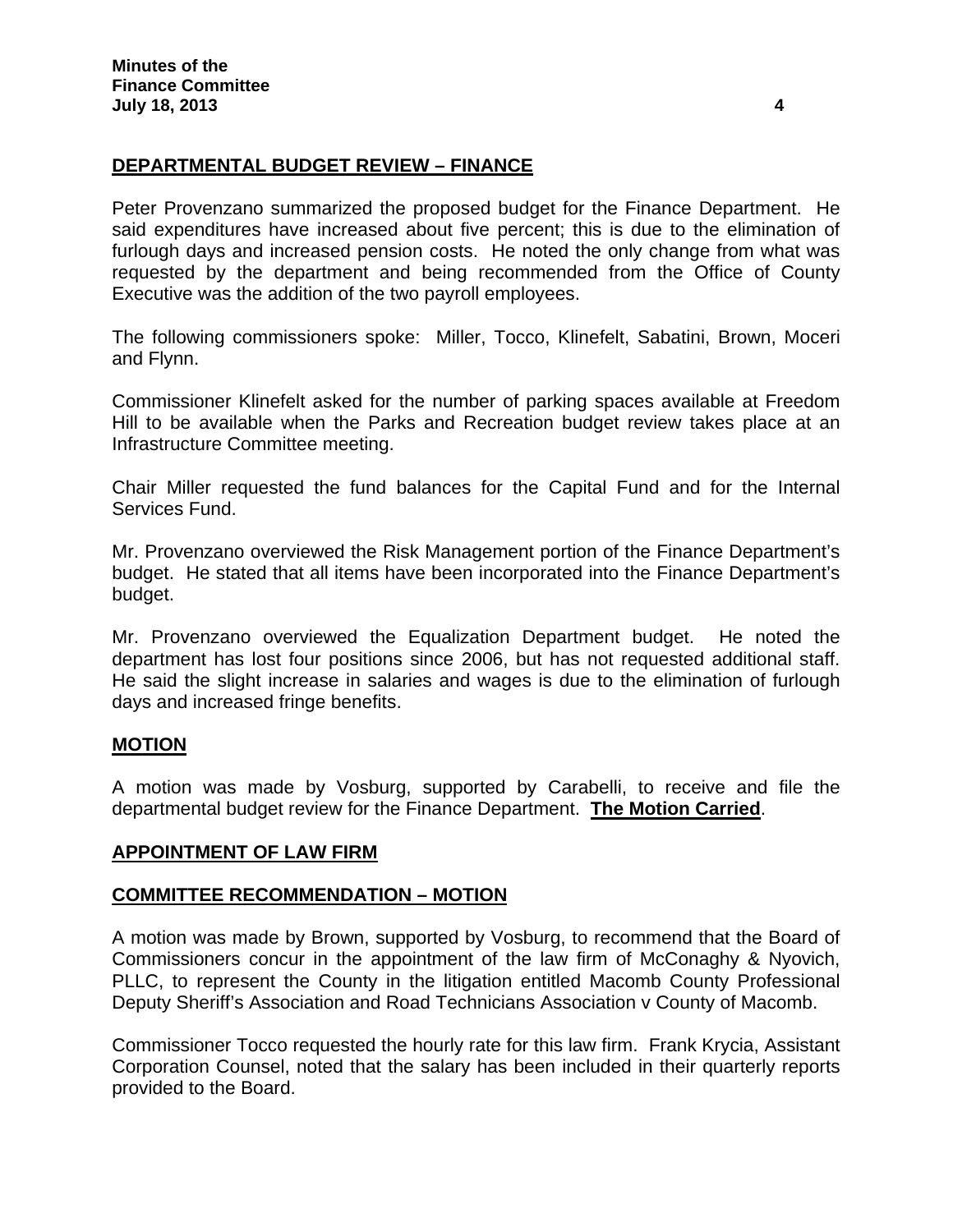## DEPARTMENTAL BUDGET REVIEW – FINANCE

Peter Provenzano summarized the proposed budget for the Finance Department. He said expenditures have increased about five percent; this is due to the elimination of furlough days and increased pension costs. He noted the only change from what was requested by the department and being recommended from the Office of County Executive was the addition of the two payroll employees.

The following commissioners spoke: Miller, Tocco, Klinefelt, Sabatini, Brown, Moceri and Flynn.

Commissioner Klinefelt asked for the number of parking spaces available at Freedom Hill to be available when the Parks and Recreation budget review takes place at an Infrastructure Committee meeting.

Chair Miller requested the fund balances for the Capital Fund and for the Internal Services Fund.

Mr. Provenzano overviewed the Risk Management portion of the Finance Department's budget. He stated that all items have been incorporated into the Finance Department's budget.

Mr. Provenzano overviewed the Equalization Department budget. He noted the department has lost four positions since 2006, but has not requested additional staff. He said the slight increase in salaries and wages is due to the elimination of furlough days and increased fringe benefits.

## MOTION

A motion was made by Vosburg, supported by Carabelli, to receive and file the departmental budget review for the Finance Department. **The Motion Carried**.

## APPOINTMENT OF LAW FIRM

## COMMITTEE RECOMMENDATION – MOTION

A motion was made by Brown, supported by Vosburg, to recommend that the Board of Commissioners concur in the appointment of the law firm of McConaghy & Nyovich, PLLC, to represent the County in the litigation entitled Macomb County Professional Deputy Sheriff's Association and Road Technicians Association v County of Macomb.

Commissioner Tocco requested the hourly rate for this law firm. Frank Krycia, Assistant Corporation Counsel, noted that the salary has been included in their quarterly reports provided to the Board.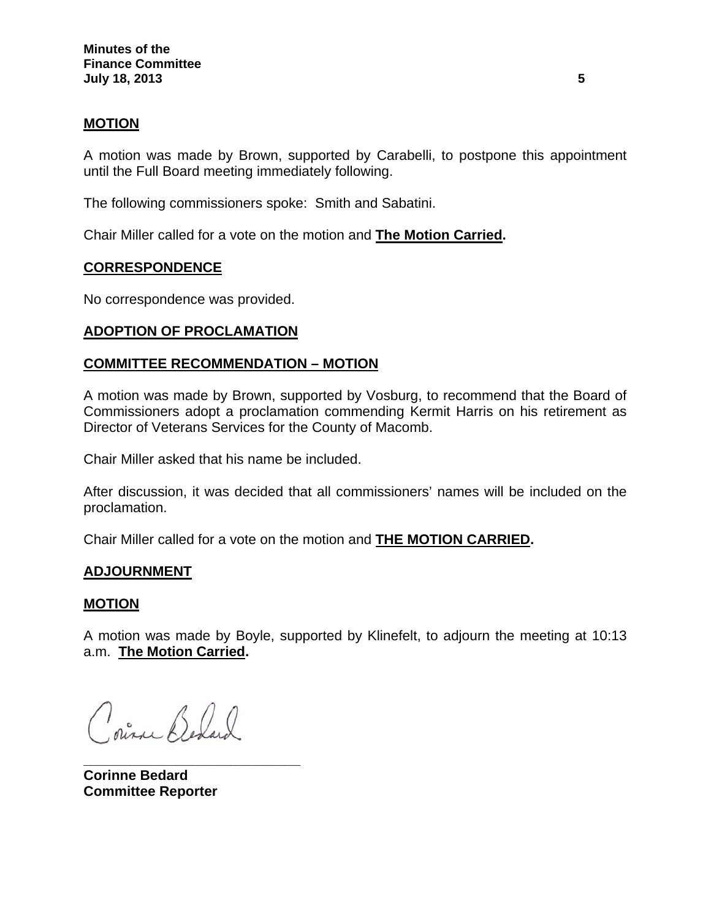**MOTION**

A motion was made by Brown, supported by Carabelli, to postpone this appointment until the Full Board meeting immediately following.

The following commissioners spoke: Smith and Sabatini.

Chair Miller called for a vote on the motion and **The Motion Carried.**

**CORRESPONDENCE**

No correspondence was provided.

**ADOPTION OF PROCLAMATION**

**COMMITTEE RECOMMENDATION – MOTION**

A motion was made by Brown, supported by Vosburg, to recommend that the Board of Commissioners adopt a proclamation commending Kermit Harris on his retirement as Director of Veterans Services for the County of Macomb.

Chair Miller asked that his name be included.

After discussion, it was decided that all commissioners' names will be included on the proclamation.

Chair Miller called for a vote on the motion and **THE MOTION CARRIED.**

**ADJOURNMENT**

**MOTION**

A motion was made by Boyle, supported by Klinefelt, to adjourn the meeting at 10:13 a.m. **The Motion Carried.**

Corinne Bedard

\_\_\_\_\_\_\_\_\_\_\_\_\_\_\_\_\_\_\_\_\_\_\_\_\_\_\_\_\_\_

**Corinne Bedard**
**Committee Reporter**